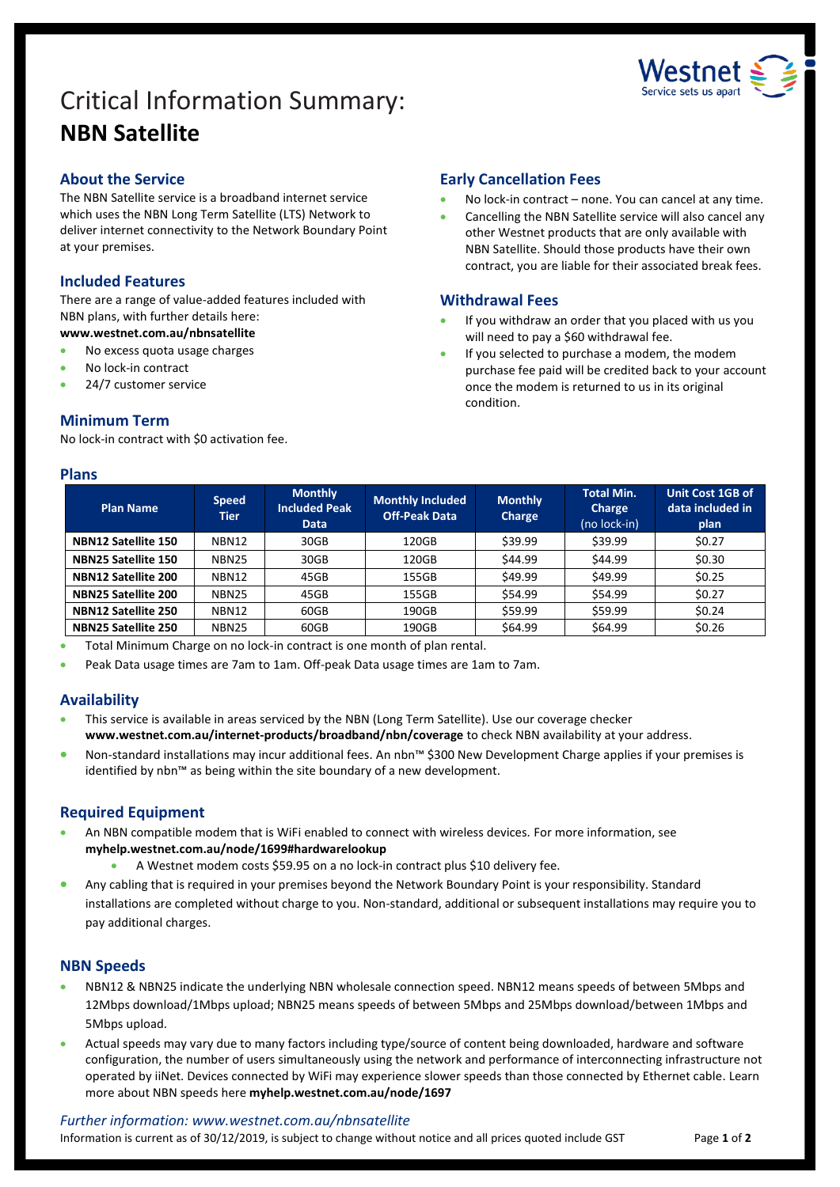# Critical Information Summary:
# **NBN Satellite**

## About the Service

The NBN Satellite service is a broadband internet service which uses the NBN Long Term Satellite (LTS) Network to deliver internet connectivity to the Network Boundary Point at your premises.

## Included Features

There are a range of value-added features included with NBN plans, with further details here: **www.westnet.com.au/nbnsatellite**

- No excess quota usage charges
- No lock-in contract
- 24/7 customer service

## Minimum Term

No lock-in contract with $0 activation fee.

## Early Cancellation Fees

- No lock-in contract – none. You can cancel at any time.
- Cancelling the NBN Satellite service will also cancel any other Westnet products that are only available with NBN Satellite. Should those products have their own contract, you are liable for their associated break fees.

## Withdrawal Fees

- If you withdraw an order that you placed with us you will need to pay a $60 withdrawal fee.
- If you selected to purchase a modem, the modem purchase fee paid will be credited back to your account once the modem is returned to us in its original condition.

## Plans

| Plan Name | Speed Tier | Monthly Included Peak Data | Monthly Included Off-Peak Data | Monthly Charge | Total Min. Charge (no lock-in) | Unit Cost 1GB of data included in plan |
|---|---|---|---|---|---|---|
| **NBN12 Satellite 150** | NBN12 | 30GB | 120GB | $39.99 | $39.99 | $0.27 |
| **NBN25 Satellite 150** | NBN25 | 30GB | 120GB | $44.99 | $44.99 | $0.30 |
| **NBN12 Satellite 200** | NBN12 | 45GB | 155GB | $49.99 | $49.99 | $0.25 |
| **NBN25 Satellite 200** | NBN25 | 45GB | 155GB | $54.99 | $54.99 | $0.27 |
| **NBN12 Satellite 250** | NBN12 | 60GB | 190GB | $59.99 | $59.99 | $0.24 |
| **NBN25 Satellite 250** | NBN25 | 60GB | 190GB | $64.99 | $64.99 | $0.26 |

- Total Minimum Charge on no lock-in contract is one month of plan rental.
- Peak Data usage times are 7am to 1am. Off-peak Data usage times are 1am to 7am.

## Availability

- This service is available in areas serviced by the NBN (Long Term Satellite). Use our coverage checker **www.westnet.com.au/internet-products/broadband/nbn/coverage** to check NBN availability at your address.
- Non-standard installations may incur additional fees. An nbn™ $300 New Development Charge applies if your premises is identified by nbn™ as being within the site boundary of a new development.

## Required Equipment

- An NBN compatible modem that is WiFi enabled to connect with wireless devices. For more information, see **myhelp.westnet.com.au/node/1699#hardwarelookup**
  - A Westnet modem costs $59.95 on a no lock-in contract plus $10 delivery fee.
- Any cabling that is required in your premises beyond the Network Boundary Point is your responsibility. Standard installations are completed without charge to you. Non-standard, additional or subsequent installations may require you to pay additional charges.

## NBN Speeds

- NBN12 & NBN25 indicate the underlying NBN wholesale connection speed. NBN12 means speeds of between 5Mbps and 12Mbps download/1Mbps upload; NBN25 means speeds of between 5Mbps and 25Mbps download/between 1Mbps and 5Mbps upload.
- Actual speeds may vary due to many factors including type/source of content being downloaded, hardware and software configuration, the number of users simultaneously using the network and performance of interconnecting infrastructure not operated by iiNet. Devices connected by WiFi may experience slower speeds than those connected by Ethernet cable. Learn more about NBN speeds here **myhelp.westnet.com.au/node/1697**

*Further information: www.westnet.com.au/nbnsatellite*

Information is current as of 30/12/2019, is subject to change without notice and all prices quoted include GST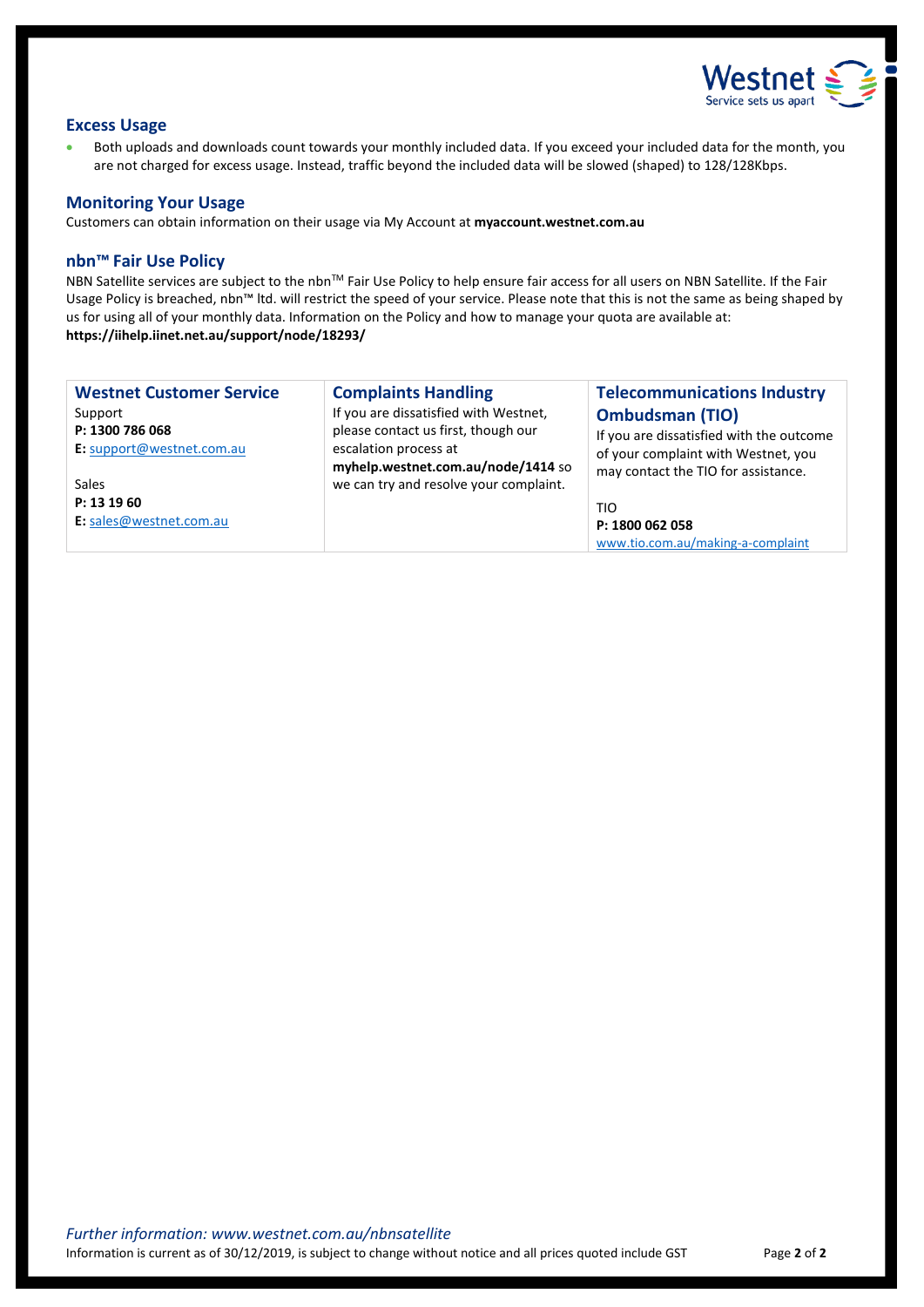## Excess Usage

- Both uploads and downloads count towards your monthly included data. If you exceed your included data for the month, you are not charged for excess usage. Instead, traffic beyond the included data will be slowed (shaped) to 128/128Kbps.

## Monitoring Your Usage

Customers can obtain information on their usage via My Account at **myaccount.westnet.com.au**

## nbn™ Fair Use Policy

NBN Satellite services are subject to the nbn™ Fair Use Policy to help ensure fair access for all users on NBN Satellite. If the Fair Usage Policy is breached, nbn™ ltd. will restrict the speed of your service. Please note that this is not the same as being shaped by us for using all of your monthly data. Information on the Policy and how to manage your quota are available at:
**https://iihelp.iinet.net.au/support/node/18293/**

| | | |
|---|---|---|
| **Westnet Customer Service**<br>Support<br>**P: 1300 786 068**<br>**E:** support@westnet.com.au<br><br>Sales<br>**P: 13 19 60**<br>**E:** sales@westnet.com.au | **Complaints Handling**<br>If you are dissatisfied with Westnet, please contact us first, though our escalation process at **myhelp.westnet.com.au/node/1414** so we can try and resolve your complaint. | **Telecommunications Industry Ombudsman (TIO)**<br>If you are dissatisfied with the outcome of your complaint with Westnet, you may contact the TIO for assistance.<br><br>TIO<br>**P: 1800 062 058**<br>www.tio.com.au/making-a-complaint |

*Further information: www.westnet.com.au/nbnsatellite*

Information is current as of 30/12/2019, is subject to change without notice and all prices quoted include GST